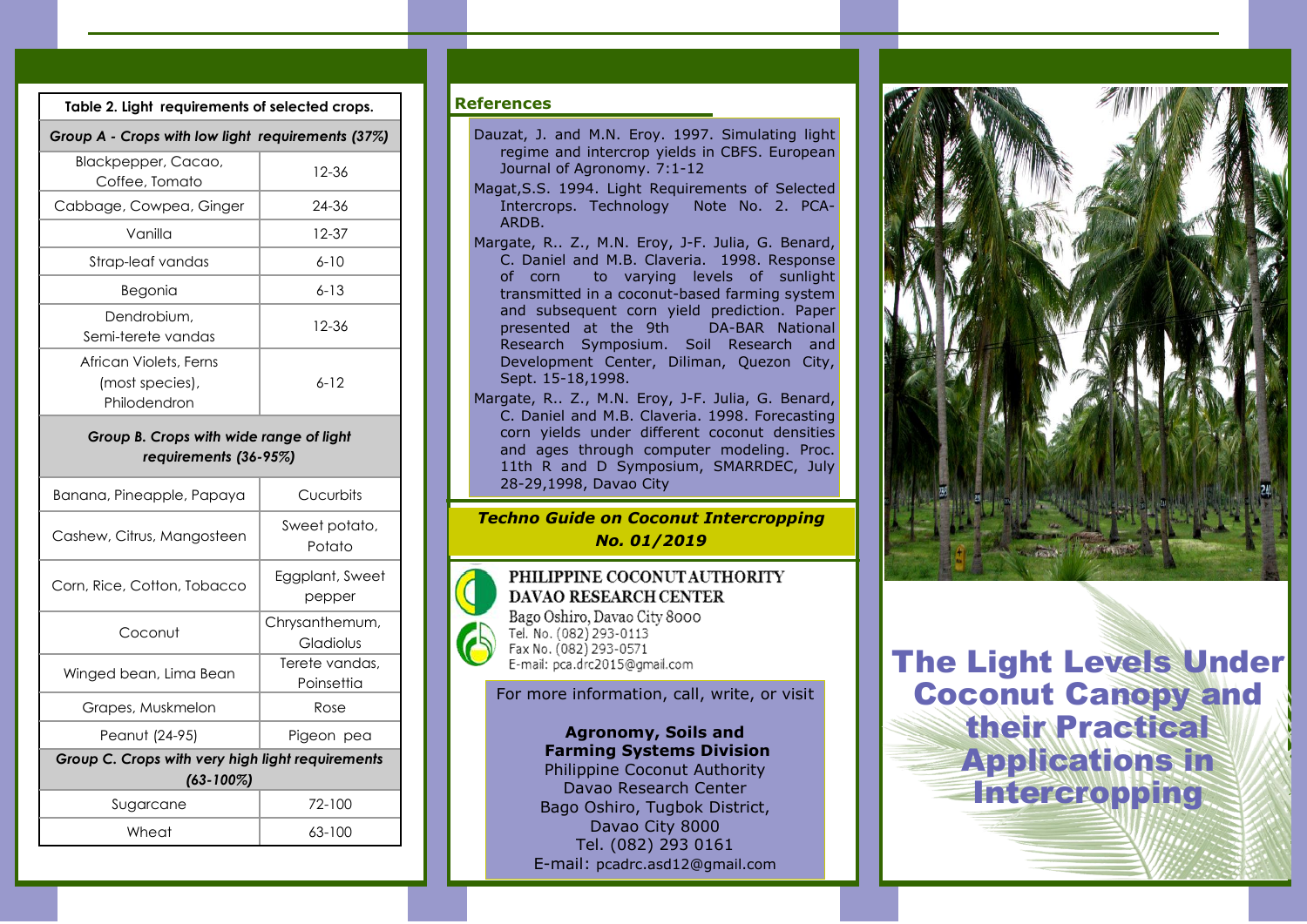| Table 2. Light requirements of selected crops. | |
|---|---|
| *Group A - Crops with low light requirements (37%)* | |
| Blackpepper, Cacao, Coffee, Tomato | 12-36 |
| Cabbage, Cowpea, Ginger | 24-36 |
| Vanilla | 12-37 |
| Strap-leaf vandas | 6-10 |
| Begonia | 6-13 |
| Dendrobium, Semi-terete vandas | 12-36 |
| African Violets, Ferns (most species), Philodendron | 6-12 |
| *Group B. Crops with wide range of light requirements (36-95%)* | |
| Banana, Pineapple, Papaya | Cucurbits |
| Cashew, Citrus, Mangosteen | Sweet potato, Potato |
| Corn, Rice, Cotton, Tobacco | Eggplant, Sweet pepper |
| Coconut | Chrysanthemum, Gladiolus |
| Winged bean, Lima Bean | Terete vandas, Poinsettia |
| Grapes, Muskmelon | Rose |
| Peanut (24-95) | Pigeon pea |
| *Group C. Crops with very high light requirements (63-100%)* | |
| Sugarcane | 72-100 |
| Wheat | 63-100 |

## References

Dauzat, J. and M.N. Eroy. 1997. Simulating light regime and intercrop yields in CBFS. European Journal of Agronomy. 7:1-12

Magat,S.S. 1994. Light Requirements of Selected Intercrops. Technology Note No. 2. PCA-ARDB.

Margate, R.. Z., M.N. Eroy, J-F. Julia, G. Benard, C. Daniel and M.B. Claveria. 1998. Response of corn to varying levels of sunlight transmitted in a coconut-based farming system and subsequent corn yield prediction. Paper presented at the 9th DA-BAR National Research Symposium. Soil Research and Development Center, Diliman, Quezon City, Sept. 15-18,1998.

Margate, R.. Z., M.N. Eroy, J-F. Julia, G. Benard, C. Daniel and M.B. Claveria. 1998. Forecasting corn yields under different coconut densities and ages through computer modeling. Proc. 11th R and D Symposium, SMARRDEC, July 28-29,1998, Davao City

***Techno Guide on Coconut Intercropping No. 01/2019***

**PHILIPPINE COCONUT AUTHORITY**
**DAVAO RESEARCH CENTER**
Bago Oshiro, Davao City 8000
Tel. No. (082) 293-0113
Fax No. (082) 293-0571
E-mail: pca.drc2015@gmail.com

For more information, call, write, or visit

**Agronomy, Soils and Farming Systems Division**
Philippine Coconut Authority
Davao Research Center
Bago Oshiro, Tugbok District,
Davao City 8000
Tel. (082) 293 0161
E-mail: pcadrc.asd12@gmail.com

# The Light Levels Under Coconut Canopy and their Practical Applications in Intercropping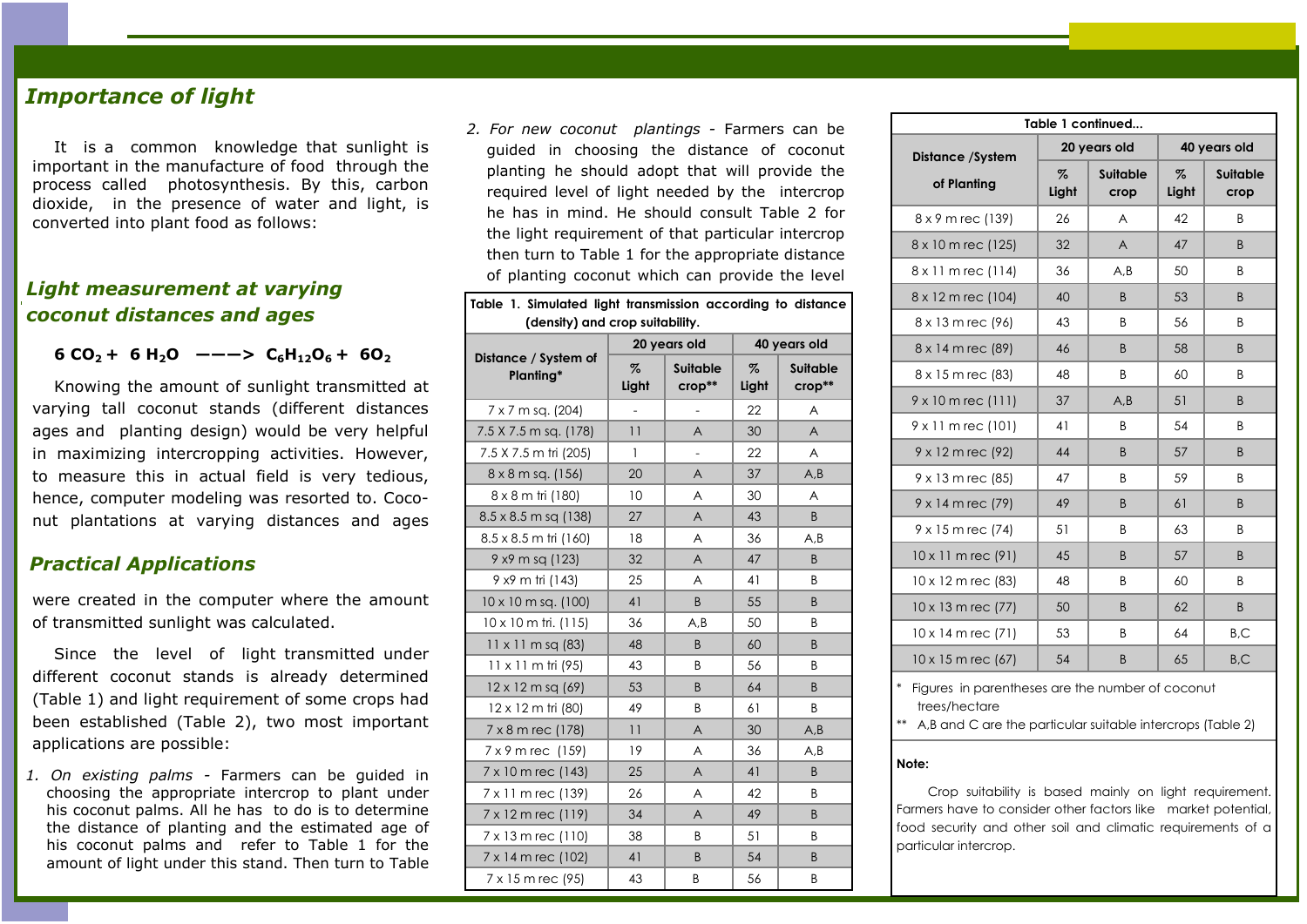## *Importance of light*

It is a common knowledge that sunlight is important in the manufacture of food through the process called photosynthesis. By this, carbon dioxide, in the presence of water and light, is converted into plant food as follows:

$$6\ CO_2 + 6\ H_2O \longrightarrow C_6H_{12}O_6 + 6O_2$$

## *Light measurement at varying coconut distances and ages*

Knowing the amount of sunlight transmitted at varying tall coconut stands (different distances ages and planting design) would be very helpful in maximizing intercropping activities. However, to measure this in actual field is very tedious, hence, computer modeling was resorted to. Coconut plantations at varying distances and ages were created in the computer where the amount of transmitted sunlight was calculated.

## *Practical Applications*

Since the level of light transmitted under different coconut stands is already determined (Table 1) and light requirement of some crops had been established (Table 2), two most important applications are possible:

1. *On existing palms* - Farmers can be guided in choosing the appropriate intercrop to plant under his coconut palms. All he has to do is to determine the distance of planting and the estimated age of his coconut palms and refer to Table 1 for the amount of light under this stand. Then turn to Table
2. *For new coconut plantings* - Farmers can be guided in choosing the distance of coconut planting he should adopt that will provide the required level of light needed by the intercrop he has in mind. He should consult Table 2 for the light requirement of that particular intercrop then turn to Table 1 for the appropriate distance of planting coconut which can provide the level

**Table 1. Simulated light transmission according to distance (density) and crop suitability.**

| Distance / System of Planting* | 20 years old | | 40 years old | |
|---|---|---|---|---|
| | % Light | Suitable crop** | % Light | Suitable crop** |
| 7 x 7 m sq. (204) | - | - | 22 | A |
| 7.5 X 7.5 m sq. (178) | 11 | A | 30 | A |
| 7.5 X 7.5 m tri (205) | 1 | - | 22 | A |
| 8 x 8 m sq. (156) | 20 | A | 37 | A,B |
| 8 x 8 m tri (180) | 10 | A | 30 | A |
| 8.5 x 8.5 m sq (138) | 27 | A | 43 | B |
| 8.5 x 8.5 m tri (160) | 18 | A | 36 | A,B |
| 9 x9 m sq (123) | 32 | A | 47 | B |
| 9 x9 m tri (143) | 25 | A | 41 | B |
| 10 x 10 m sq. (100) | 41 | B | 55 | B |
| 10 x 10 m tri. (115) | 36 | A,B | 50 | B |
| 11 x 11 m sq (83) | 48 | B | 60 | B |
| 11 x 11 m tri (95) | 43 | B | 56 | B |
| 12 x 12 m sq (69) | 53 | B | 64 | B |
| 12 x 12 m tri (80) | 49 | B | 61 | B |
| 7 x 8 m rec (178) | 11 | A | 30 | A,B |
| 7 x 9 m rec (159) | 19 | A | 36 | A,B |
| 7 x 10 m rec (143) | 25 | A | 41 | B |
| 7 x 11 m rec (139) | 26 | A | 42 | B |
| 7 x 12 m rec (119) | 34 | A | 49 | B |
| 7 x 13 m rec (110) | 38 | B | 51 | B |
| 7 x 14 m rec (102) | 41 | B | 54 | B |
| 7 x 15 m rec (95) | 43 | B | 56 | B |
| 8 x 9 m rec (139) | 26 | A | 42 | B |
| 8 x 10 m rec (125) | 32 | A | 47 | B |
| 8 x 11 m rec (114) | 36 | A,B | 50 | B |
| 8 x 12 m rec (104) | 40 | B | 53 | B |
| 8 x 13 m rec (96) | 43 | B | 56 | B |
| 8 x 14 m rec (89) | 46 | B | 58 | B |
| 8 x 15 m rec (83) | 48 | B | 60 | B |
| 9 x 10 m rec (111) | 37 | A,B | 51 | B |
| 9 x 11 m rec (101) | 41 | B | 54 | B |
| 9 x 12 m rec (92) | 44 | B | 57 | B |
| 9 x 13 m rec (85) | 47 | B | 59 | B |
| 9 x 14 m rec (79) | 49 | B | 61 | B |
| 9 x 15 m rec (74) | 51 | B | 63 | B |
| 10 x 11 m rec (91) | 45 | B | 57 | B |
| 10 x 12 m rec (83) | 48 | B | 60 | B |
| 10 x 13 m rec (77) | 50 | B | 62 | B |
| 10 x 14 m rec (71) | 53 | B | 64 | B,C |
| 10 x 15 m rec (67) | 54 | B | 65 | B,C |

\* Figures in parentheses are the number of coconut trees/hectare

** A,B and C are the particular suitable intercrops (Table 2)

**Note:**

Crop suitability is based mainly on light requirement. Farmers have to consider other factors like market potential, food security and other soil and climatic requirements of a particular intercrop.